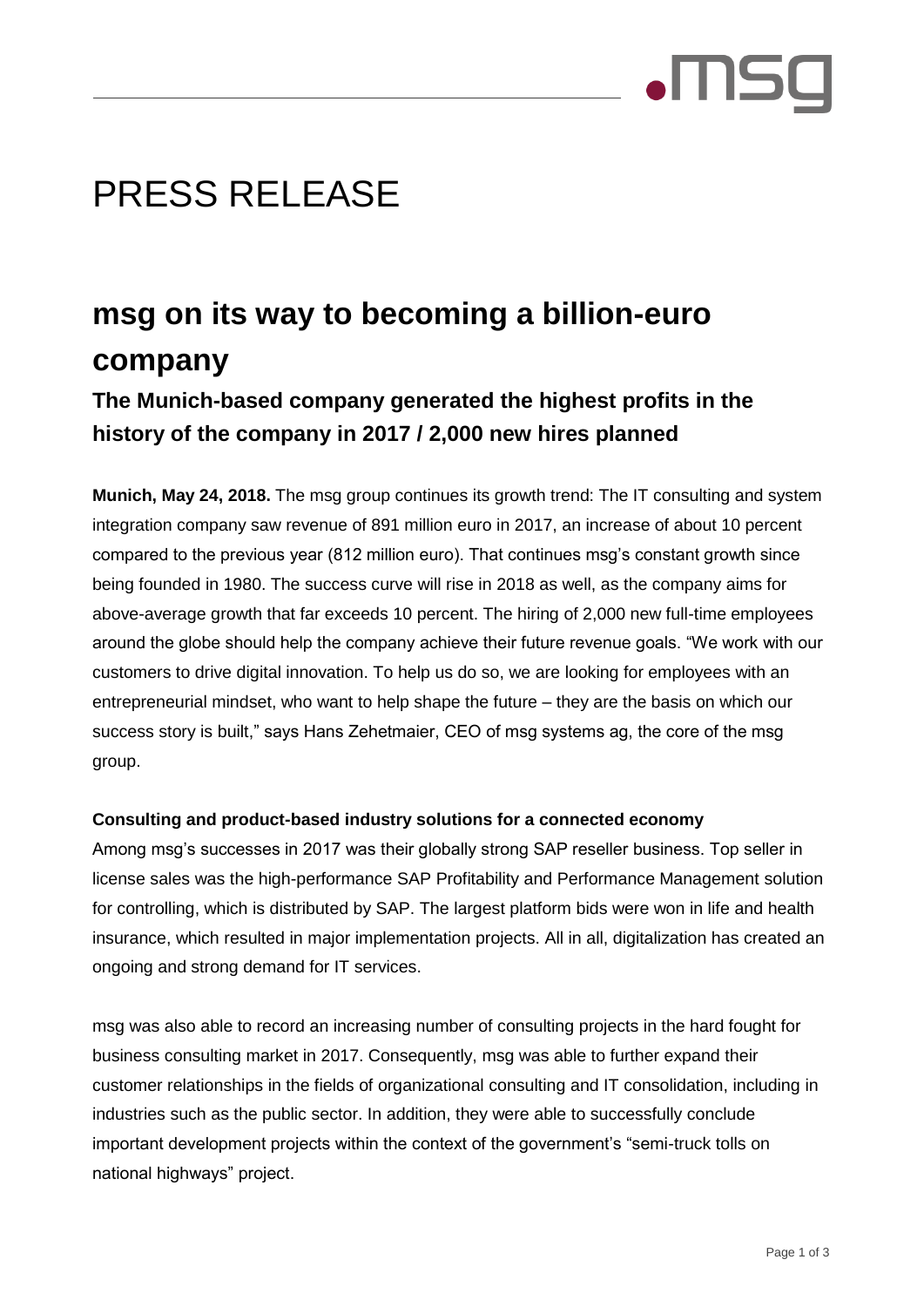# PRESS RELEASE

## msg on its way to becoming a billion-euro company

### The Munich-based company generated the highest profits in the history of the company in 2017 / 2,000 new hires planned

**Munich, May 24, 2018.** The msg group continues its growth trend: The IT consulting and system integration company saw revenue of 891 million euro in 2017, an increase of about 10 percent compared to the previous year (812 million euro). That continues msg's constant growth since being founded in 1980. The success curve will rise in 2018 as well, as the company aims for above-average growth that far exceeds 10 percent. The hiring of 2,000 new full-time employees around the globe should help the company achieve their future revenue goals. "We work with our customers to drive digital innovation. To help us do so, we are looking for employees with an entrepreneurial mindset, who want to help shape the future – they are the basis on which our success story is built," says Hans Zehetmaier, CEO of msg systems ag, the core of the msg group.

**Consulting and product-based industry solutions for a connected economy**

Among msg's successes in 2017 was their globally strong SAP reseller business. Top seller in license sales was the high-performance SAP Profitability and Performance Management solution for controlling, which is distributed by SAP. The largest platform bids were won in life and health insurance, which resulted in major implementation projects. All in all, digitalization has created an ongoing and strong demand for IT services.

msg was also able to record an increasing number of consulting projects in the hard fought for business consulting market in 2017. Consequently, msg was able to further expand their customer relationships in the fields of organizational consulting and IT consolidation, including in industries such as the public sector. In addition, they were able to successfully conclude important development projects within the context of the government's "semi-truck tolls on national highways" project.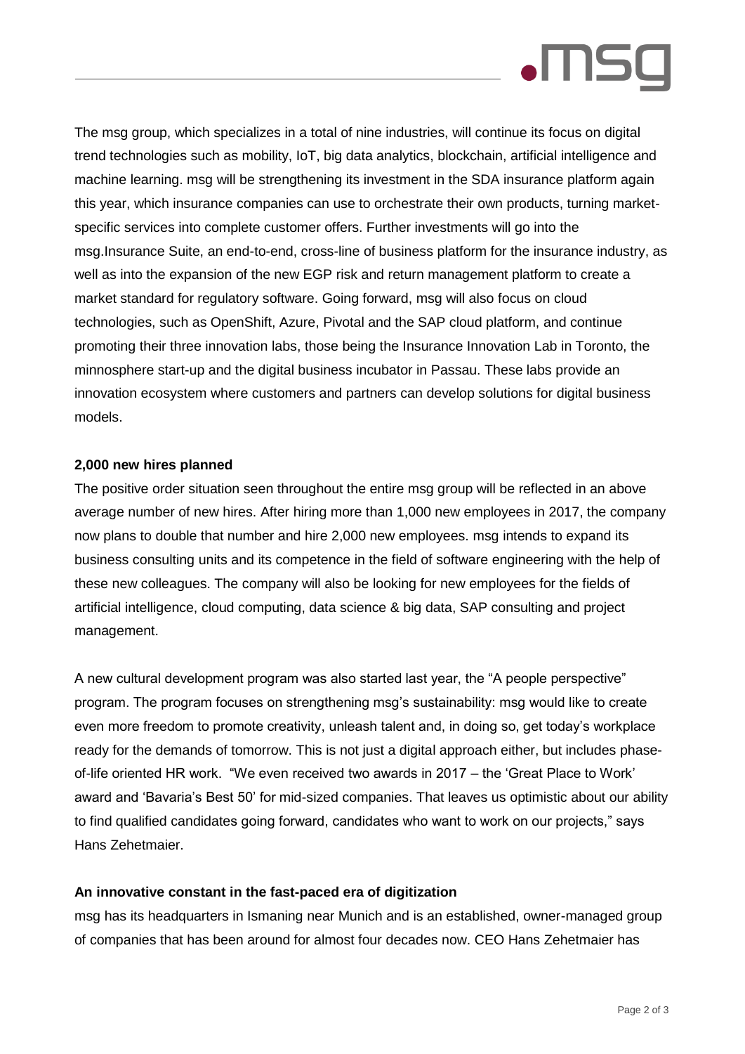The msg group, which specializes in a total of nine industries, will continue its focus on digital trend technologies such as mobility, IoT, big data analytics, blockchain, artificial intelligence and machine learning. msg will be strengthening its investment in the SDA insurance platform again this year, which insurance companies can use to orchestrate their own products, turning market-specific services into complete customer offers. Further investments will go into the msg.Insurance Suite, an end-to-end, cross-line of business platform for the insurance industry, as well as into the expansion of the new EGP risk and return management platform to create a market standard for regulatory software. Going forward, msg will also focus on cloud technologies, such as OpenShift, Azure, Pivotal and the SAP cloud platform, and continue promoting their three innovation labs, those being the Insurance Innovation Lab in Toronto, the minnosphere start-up and the digital business incubator in Passau. These labs provide an innovation ecosystem where customers and partners can develop solutions for digital business models.

**2,000 new hires planned**

The positive order situation seen throughout the entire msg group will be reflected in an above average number of new hires. After hiring more than 1,000 new employees in 2017, the company now plans to double that number and hire 2,000 new employees. msg intends to expand its business consulting units and its competence in the field of software engineering with the help of these new colleagues. The company will also be looking for new employees for the fields of artificial intelligence, cloud computing, data science & big data, SAP consulting and project management.

A new cultural development program was also started last year, the "A people perspective" program. The program focuses on strengthening msg's sustainability: msg would like to create even more freedom to promote creativity, unleash talent and, in doing so, get today's workplace ready for the demands of tomorrow. This is not just a digital approach either, but includes phase-of-life oriented HR work. "We even received two awards in 2017 – the 'Great Place to Work' award and 'Bavaria's Best 50' for mid-sized companies. That leaves us optimistic about our ability to find qualified candidates going forward, candidates who want to work on our projects," says Hans Zehetmaier.

**An innovative constant in the fast-paced era of digitization**

msg has its headquarters in Ismaning near Munich and is an established, owner-managed group of companies that has been around for almost four decades now. CEO Hans Zehetmaier has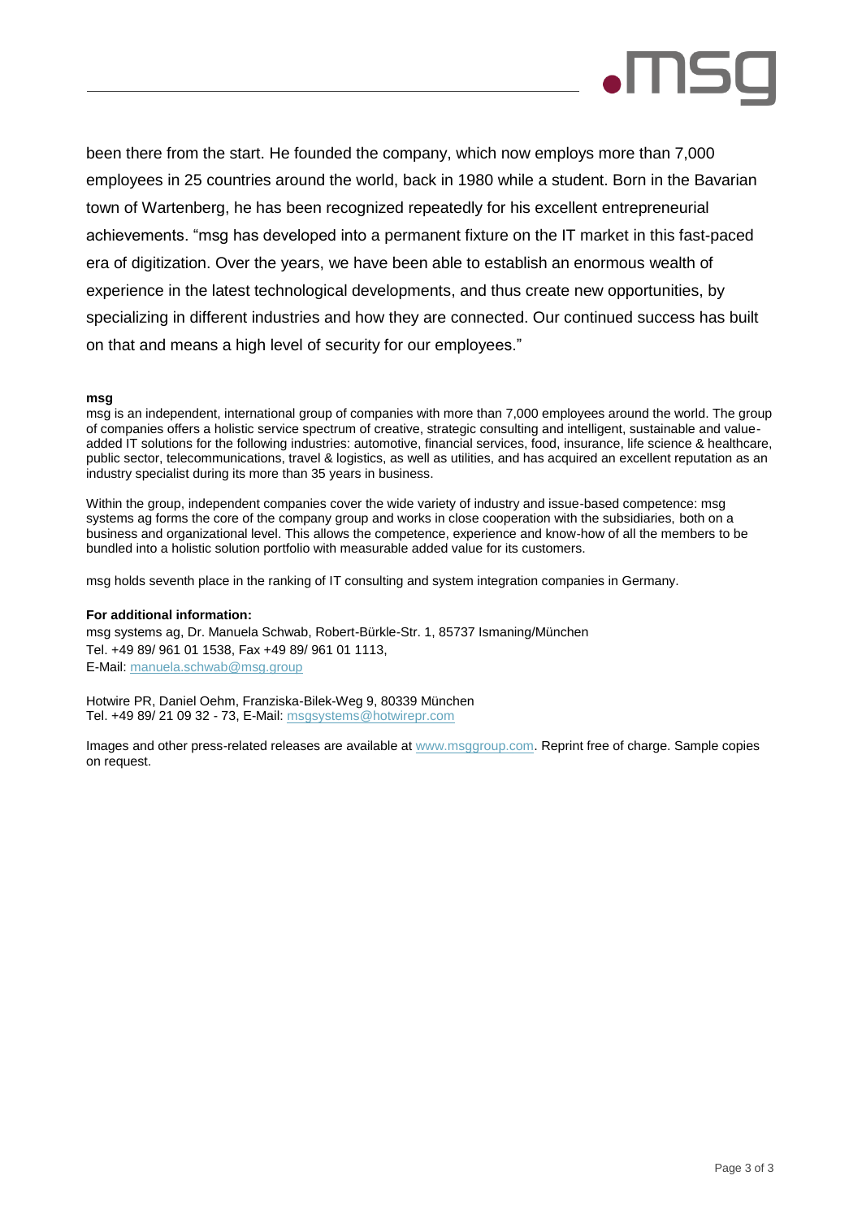been there from the start. He founded the company, which now employs more than 7,000 employees in 25 countries around the world, back in 1980 while a student. Born in the Bavarian town of Wartenberg, he has been recognized repeatedly for his excellent entrepreneurial achievements. “msg has developed into a permanent fixture on the IT market in this fast-paced era of digitization. Over the years, we have been able to establish an enormous wealth of experience in the latest technological developments, and thus create new opportunities, by specializing in different industries and how they are connected. Our continued success has built on that and means a high level of security for our employees.”

**msg**

msg is an independent, international group of companies with more than 7,000 employees around the world. The group of companies offers a holistic service spectrum of creative, strategic consulting and intelligent, sustainable and value-added IT solutions for the following industries: automotive, financial services, food, insurance, life science & healthcare, public sector, telecommunications, travel & logistics, as well as utilities, and has acquired an excellent reputation as an industry specialist during its more than 35 years in business.

Within the group, independent companies cover the wide variety of industry and issue-based competence: msg systems ag forms the core of the company group and works in close cooperation with the subsidiaries, both on a business and organizational level. This allows the competence, experience and know-how of all the members to be bundled into a holistic solution portfolio with measurable added value for its customers.

msg holds seventh place in the ranking of IT consulting and system integration companies in Germany.

**For additional information:**

msg systems ag, Dr. Manuela Schwab, Robert-Bürkle-Str. 1, 85737 Ismaning/München
Tel. +49 89/ 961 01 1538, Fax +49 89/ 961 01 1113,
E-Mail: manuela.schwab@msg.group

Hotwire PR, Daniel Oehm, Franziska-Bilek-Weg 9, 80339 München
Tel. +49 89/ 21 09 32 - 73, E-Mail: msgsystems@hotwirepr.com

Images and other press-related releases are available at www.msggroup.com. Reprint free of charge. Sample copies on request.